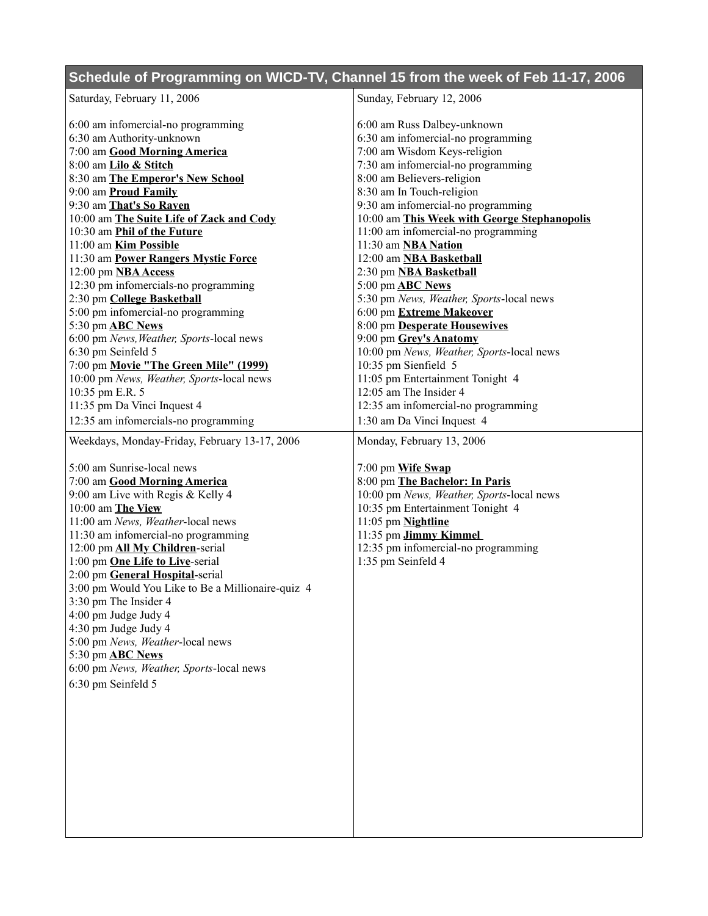## Schedule of Programming on WICD-TV, Channel 15 from the week of Feb 11-17, 2006

Saturday, February 11, 2006

6:00 am infomercial-no programming
6:30 am Authority-unknown
7:00 am **Good Morning America**
8:00 am **Lilo & Stitch**
8:30 am **The Emperor's New School**
9:00 am **Proud Family**
9:30 am **That's So Raven**
10:00 am **The Suite Life of Zack and Cody**
10:30 am **Phil of the Future**
11:00 am **Kim Possible**
11:30 am **Power Rangers Mystic Force**
12:00 pm **NBA Access**
12:30 pm infomercials-no programming
2:30 pm **College Basketball**
5:00 pm infomercial-no programming
5:30 pm **ABC News**
6:00 pm *News,Weather, Sports*-local news
6:30 pm Seinfeld 5
7:00 pm **Movie "The Green Mile" (1999)**
10:00 pm *News, Weather, Sports*-local news
10:35 pm E.R. 5
11:35 pm Da Vinci Inquest 4
12:35 am infomercials-no programming

Sunday, February 12, 2006

6:00 am Russ Dalbey-unknown
6:30 am infomercial-no programming
7:00 am Wisdom Keys-religion
7:30 am infomercial-no programming
8:00 am Believers-religion
8:30 am In Touch-religion
9:30 am infomercial-no programming
10:00 am **This Week with George Stephanopolis**
11:00 am infomercial-no programming
11:30 am **NBA Nation**
12:00 am **NBA Basketball**
2:30 pm **NBA Basketball**
5:00 pm **ABC News**
5:30 pm *News, Weather, Sports*-local news
6:00 pm **Extreme Makeover**
8:00 pm **Desperate Housewives**
9:00 pm **Grey's Anatomy**
10:00 pm *News, Weather, Sports*-local news
10:35 pm Sienfield 5
11:05 pm Entertainment Tonight 4
12:05 am The Insider 4
12:35 am infomercial-no programming
1:30 am Da Vinci Inquest 4

Weekdays, Monday-Friday, February 13-17, 2006

5:00 am Sunrise-local news
7:00 am **Good Morning America**
9:00 am Live with Regis & Kelly 4
10:00 am **The View**
11:00 am *News, Weather*-local news
11:30 am infomercial-no programming
12:00 pm **All My Children**-serial
1:00 pm **One Life to Live**-serial
2:00 pm **General Hospital**-serial
3:00 pm Would You Like to Be a Millionaire-quiz 4
3:30 pm The Insider 4
4:00 pm Judge Judy 4
4:30 pm Judge Judy 4
5:00 pm *News, Weather*-local news
5:30 pm **ABC News**
6:00 pm *News, Weather, Sports*-local news
6:30 pm Seinfeld 5

Monday, February 13, 2006

7:00 pm **Wife Swap**
8:00 pm **The Bachelor: In Paris**
10:00 pm *News, Weather, Sports*-local news
10:35 pm Entertainment Tonight 4
11:05 pm **Nightline**
11:35 pm **Jimmy Kimmel**
12:35 pm infomercial-no programming
1:35 pm Seinfeld 4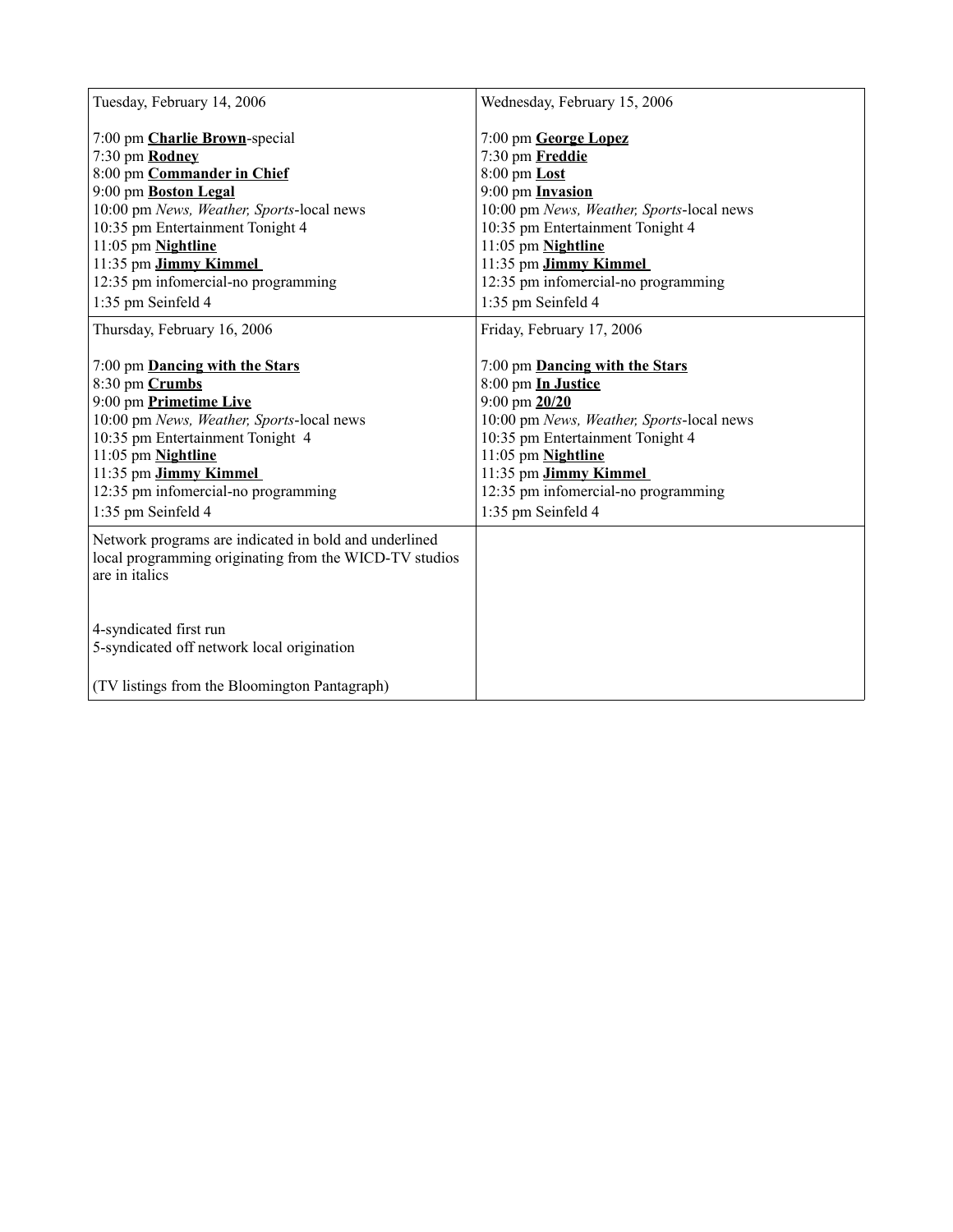| | |
|---|---|
| Tuesday, February 14, 2006<br><br>7:00 pm **<u>Charlie Brown</u>**-special<br>7:30 pm **<u>Rodney</u>**<br>8:00 pm **<u>Commander in Chief</u>**<br>9:00 pm **<u>Boston Legal</u>**<br>10:00 pm *News, Weather, Sports*-local news<br>10:35 pm Entertainment Tonight 4<br>11:05 pm **<u>Nightline</u>**<br>11:35 pm **<u>Jimmy Kimmel</u>**<br>12:35 pm infomercial-no programming<br>1:35 pm Seinfeld 4 | Wednesday, February 15, 2006<br><br>7:00 pm **<u>George Lopez</u>**<br>7:30 pm **<u>Freddie</u>**<br>8:00 pm **<u>Lost</u>**<br>9:00 pm **<u>Invasion</u>**<br>10:00 pm *News, Weather, Sports*-local news<br>10:35 pm Entertainment Tonight 4<br>11:05 pm **<u>Nightline</u>**<br>11:35 pm **<u>Jimmy Kimmel</u>**<br>12:35 pm infomercial-no programming<br>1:35 pm Seinfeld 4 |
| Thursday, February 16, 2006<br><br>7:00 pm **<u>Dancing with the Stars</u>**<br>8:30 pm **<u>Crumbs</u>**<br>9:00 pm **<u>Primetime Live</u>**<br>10:00 pm *News, Weather, Sports*-local news<br>10:35 pm Entertainment Tonight 4<br>11:05 pm **<u>Nightline</u>**<br>11:35 pm **<u>Jimmy Kimmel</u>**<br>12:35 pm infomercial-no programming<br>1:35 pm Seinfeld 4 | Friday, February 17, 2006<br><br>7:00 pm **<u>Dancing with the Stars</u>**<br>8:00 pm **<u>In Justice</u>**<br>9:00 pm **<u>20/20</u>**<br>10:00 pm *News, Weather, Sports*-local news<br>10:35 pm Entertainment Tonight 4<br>11:05 pm **<u>Nightline</u>**<br>11:35 pm **<u>Jimmy Kimmel</u>**<br>12:35 pm infomercial-no programming<br>1:35 pm Seinfeld 4 |
| Network programs are indicated in bold and underlined local programming originating from the WICD-TV studios are in italics<br><br>4-syndicated first run<br>5-syndicated off network local origination<br><br>(TV listings from the Bloomington Pantagraph) | |